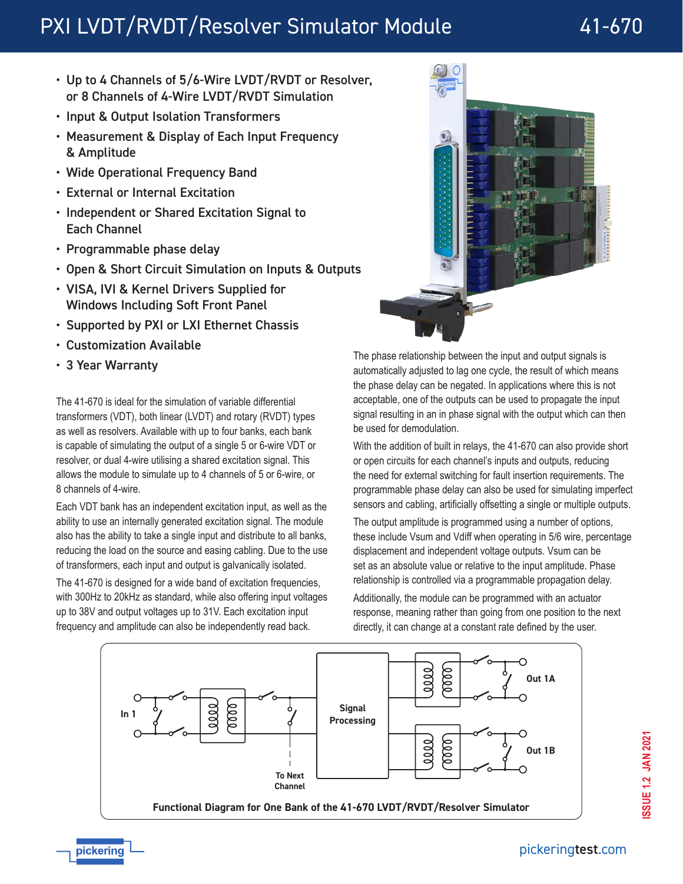# PXI LVDT/RVDT/Resolver Simulator Module

# 41-670

- Up to 4 Channels of 5/6-Wire LVDT/RVDT or Resolver, or 8 Channels of 4-Wire LVDT/RVDT Simulation
- Input & Output Isolation Transformers
- Measurement & Display of Each Input Frequency & Amplitude
- Wide Operational Frequency Band
- External or Internal Excitation
- Independent or Shared Excitation Signal to Each Channel
- Programmable phase delay
- Open & Short Circuit Simulation on Inputs & Outputs
- VISA, IVI & Kernel Drivers Supplied for Windows Including Soft Front Panel
- Supported by PXI or LXI Ethernet Chassis
- Customization Available
- 3 Year Warranty

The 41-670 is ideal for the simulation of variable differential transformers (VDT), both linear (LVDT) and rotary (RVDT) types as well as resolvers. Available with up to four banks, each bank is capable of simulating the output of a single 5 or 6-wire VDT or resolver, or dual 4-wire utilising a shared excitation signal. This allows the module to simulate up to 4 channels of 5 or 6-wire, or 8 channels of 4-wire.

Each VDT bank has an independent excitation input, as well as the ability to use an internally generated excitation signal. The module also has the ability to take a single input and distribute to all banks, reducing the load on the source and easing cabling. Due to the use of transformers, each input and output is galvanically isolated.

The 41-670 is designed for a wide band of excitation frequencies, with 300Hz to 20kHz as standard, while also offering input voltages up to 38V and output voltages up to 31V. Each excitation input frequency and amplitude can also be independently read back.

The phase relationship between the input and output signals is automatically adjusted to lag one cycle, the result of which means the phase delay can be negated. In applications where this is not acceptable, one of the outputs can be used to propagate the input signal resulting in an in phase signal with the output which can then be used for demodulation.

With the addition of built in relays, the 41-670 can also provide short or open circuits for each channel's inputs and outputs, reducing the need for external switching for fault insertion requirements. The programmable phase delay can also be used for simulating imperfect sensors and cabling, artificially offsetting a single or multiple outputs.

The output amplitude is programmed using a number of options, these include Vsum and Vdiff when operating in 5/6 wire, percentage displacement and independent voltage outputs. Vsum can be set as an absolute value or relative to the input amplitude. Phase relationship is controlled via a programmable propagation delay.

Additionally, the module can be programmed with an actuator response, meaning rather than going from one position to the next directly, it can change at a constant rate defined by the user.

In 1 — Signal Processing — Out 1A — Out 1B — To Next Channel

**Functional Diagram for One Bank of the 41-670 LVDT/RVDT/Resolver Simulator**

ISSUE 1.2 JAN 2021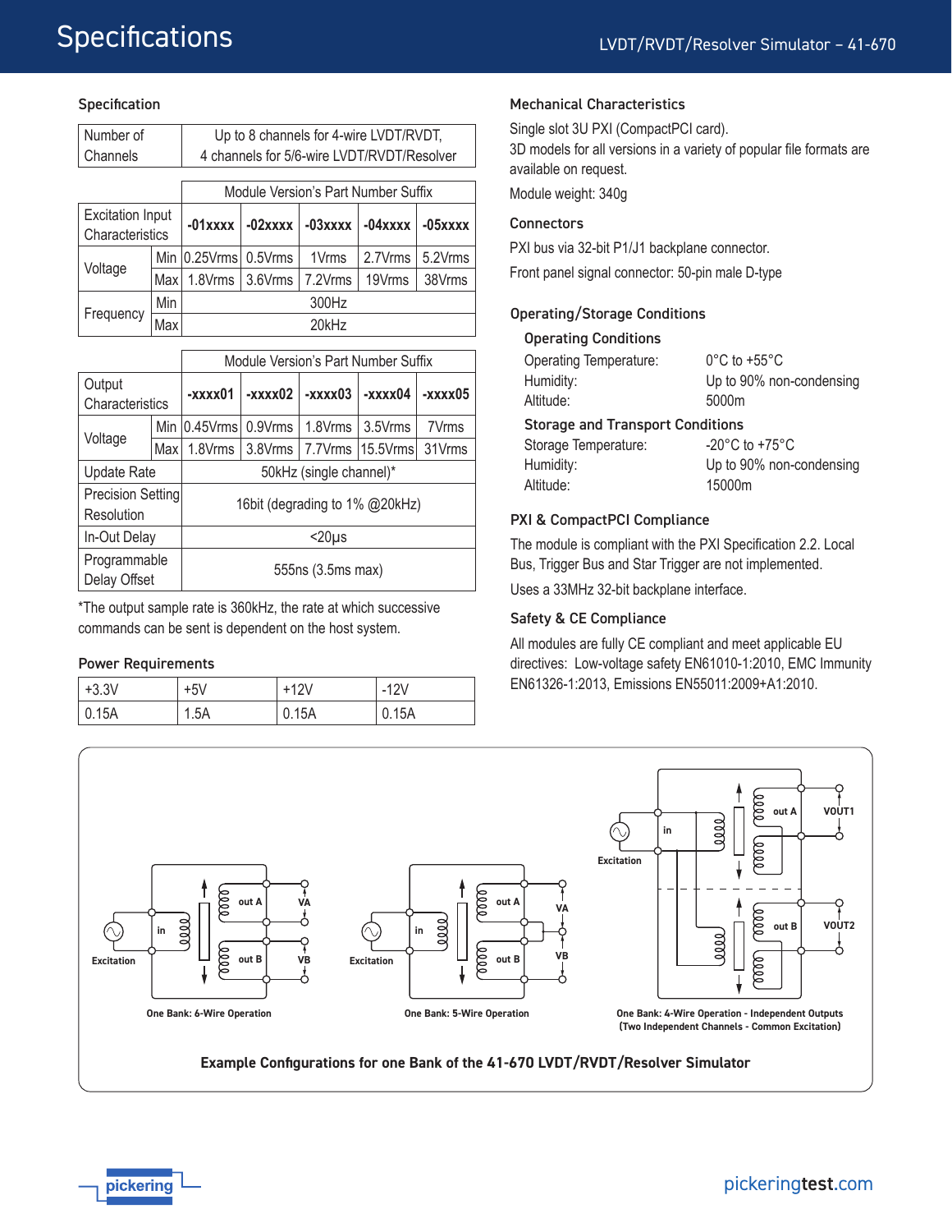# Specifications

### Specification

| Number of Channels | Up to 8 channels for 4-wire LVDT/RVDT, 4 channels for 5/6-wire LVDT/RVDT/Resolver |
|---|---|

| Excitation Input Characteristics | | Module Version's Part Number Suffix | | | | |
|---|---|---|---|---|---|---|
| | | **-01xxxx** | **-02xxxx** | **-03xxxx** | **-04xxxx** | **-05xxxx** |
| Voltage | Min | 0.25Vrms | 0.5Vrms | 1Vrms | 2.7Vrms | 5.2Vrms |
| | Max | 1.8Vrms | 3.6Vrms | 7.2Vrms | 19Vrms | 38Vrms |
| Frequency | Min | 300Hz | | | | |
| | Max | 20kHz | | | | |

| Output Characteristics | | Module Version's Part Number Suffix | | | | |
|---|---|---|---|---|---|---|
| | | **-xxxx01** | **-xxxx02** | **-xxxx03** | **-xxxx04** | **-xxxx05** |
| Voltage | Min | 0.45Vrms | 0.9Vrms | 1.8Vrms | 3.5Vrms | 7Vrms |
| | Max | 1.8Vrms | 3.8Vrms | 7.7Vrms | 15.5Vrms | 31Vrms |
| Update Rate | | 50kHz (single channel)* | | | | |
| Precision Setting Resolution | | 16bit (degrading to 1% @20kHz) | | | | |
| In-Out Delay | | <20µs | | | | |
| Programmable Delay Offset | | 555ns (3.5ms max) | | | | |

*The output sample rate is 360kHz, the rate at which successive commands can be sent is dependent on the host system.

### Power Requirements

| +3.3V | +5V | +12V | -12V |
|---|---|---|---|
| 0.15A | 1.5A | 0.15A | 0.15A |

### Mechanical Characteristics

Single slot 3U PXI (CompactPCI card).
3D models for all versions in a variety of popular file formats are available on request.

Module weight: 340g

### Connectors

PXI bus via 32-bit P1/J1 backplane connector.

Front panel signal connector: 50-pin male D-type

### Operating/Storage Conditions

#### Operating Conditions

| | |
|---|---|
| Operating Temperature: | 0°C to +55°C |
| Humidity: | Up to 90% non-condensing |
| Altitude: | 5000m |

#### Storage and Transport Conditions

| | |
|---|---|
| Storage Temperature: | -20°C to +75°C |
| Humidity: | Up to 90% non-condensing |
| Altitude: | 15000m |

### PXI & CompactPCI Compliance

The module is compliant with the PXI Specification 2.2. Local Bus, Trigger Bus and Star Trigger are not implemented.

Uses a 33MHz 32-bit backplane interface.

### Safety & CE Compliance

All modules are fully CE compliant and meet applicable EU directives: Low-voltage safety EN61010-1:2010, EMC Immunity EN61326-1:2013, Emissions EN55011:2009+A1:2010.

Excitation, in, out A, out B, VA, VB — One Bank: 6-Wire Operation

Excitation, in, out A, out B, VA, VB — One Bank: 5-Wire Operation

Excitation, in, out A, out B, VOUT1, VOUT2 — One Bank: 4-Wire Operation - Independent Outputs (Two Independent Channels - Common Excitation)

**Example Configurations for one Bank of the 41-670 LVDT/RVDT/Resolver Simulator**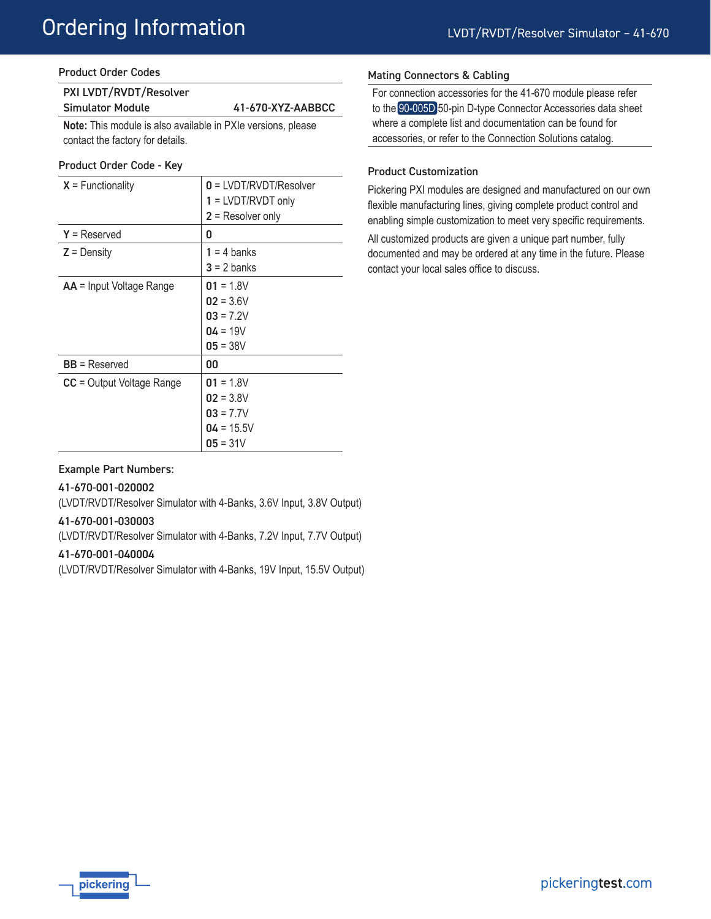## Ordering Information

### Product Order Codes

| PXI LVDT/RVDT/Resolver Simulator Module | 41-670-XYZ-AABBCC |
|---|---|

**Note:** This module is also available in PXIe versions, please contact the factory for details.

### Product Order Code - Key

| | |
|---|---|
| **X** = Functionality | **0** = LVDT/RVDT/Resolver<br>**1** = LVDT/RVDT only<br>**2** = Resolver only |
| **Y** = Reserved | **0** |
| **Z** = Density | **1** = 4 banks<br>**3** = 2 banks |
| **AA** = Input Voltage Range | **01** = 1.8V<br>**02** = 3.6V<br>**03** = 7.2V<br>**04** = 19V<br>**05** = 38V |
| **BB** = Reserved | **00** |
| **CC** = Output Voltage Range | **01** = 1.8V<br>**02** = 3.8V<br>**03** = 7.7V<br>**04** = 15.5V<br>**05** = 31V |

### Example Part Numbers:

**41-670-001-020002**
(LVDT/RVDT/Resolver Simulator with 4-Banks, 3.6V Input, 3.8V Output)

**41-670-001-030003**
(LVDT/RVDT/Resolver Simulator with 4-Banks, 7.2V Input, 7.7V Output)

**41-670-001-040004**
(LVDT/RVDT/Resolver Simulator with 4-Banks, 19V Input, 15.5V Output)

### Mating Connectors & Cabling

For connection accessories for the 41-670 module please refer to the 90-005D 50-pin D-type Connector Accessories data sheet where a complete list and documentation can be found for accessories, or refer to the Connection Solutions catalog.

### Product Customization

Pickering PXI modules are designed and manufactured on our own flexible manufacturing lines, giving complete product control and enabling simple customization to meet very specific requirements.

All customized products are given a unique part number, fully documented and may be ordered at any time in the future. Please contact your local sales office to discuss.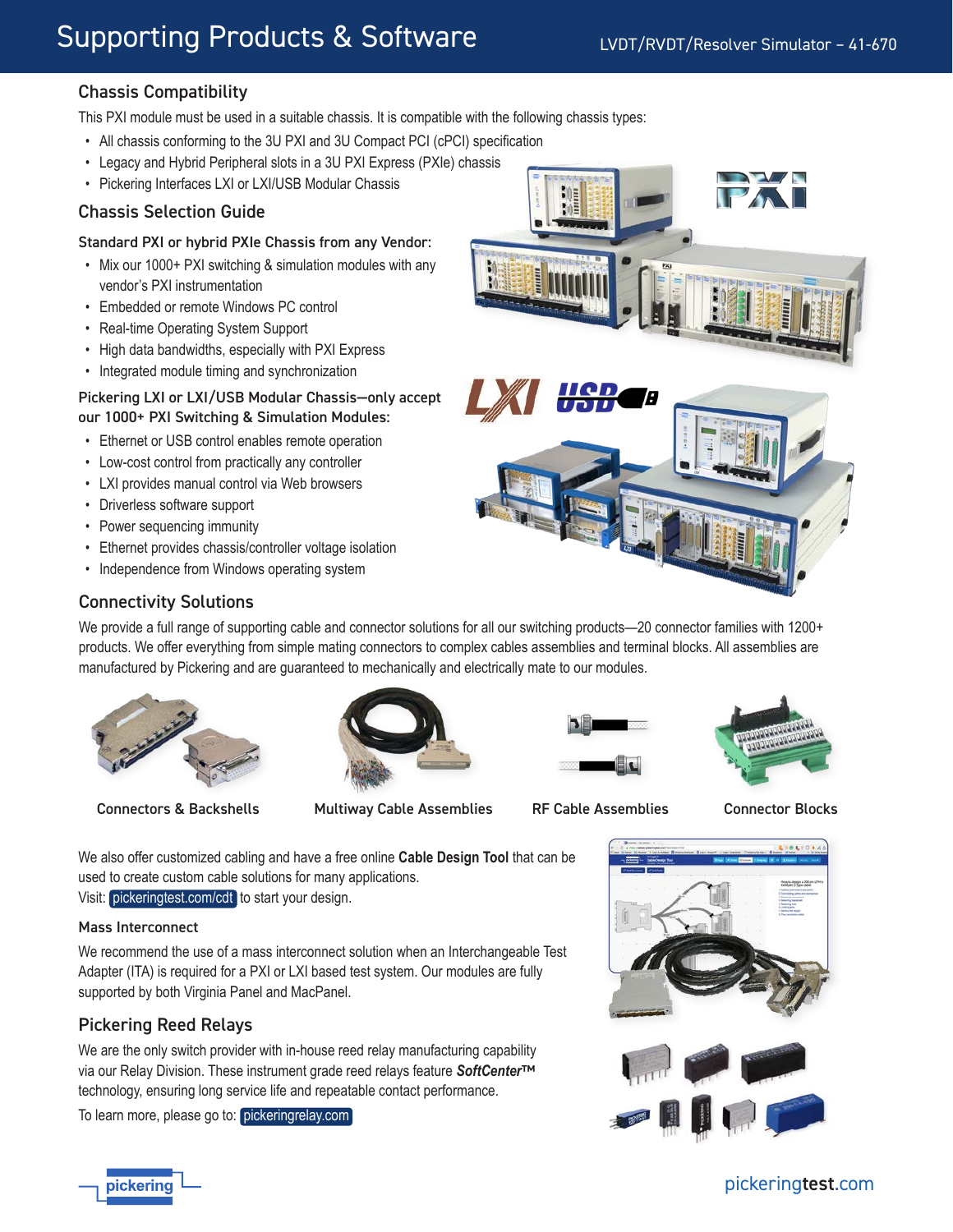# Supporting Products & Software

## Chassis Compatibility

This PXI module must be used in a suitable chassis. It is compatible with the following chassis types:

- All chassis conforming to the 3U PXI and 3U Compact PCI (cPCI) specification
- Legacy and Hybrid Peripheral slots in a 3U PXI Express (PXIe) chassis
- Pickering Interfaces LXI or LXI/USB Modular Chassis

## Chassis Selection Guide

### Standard PXI or hybrid PXIe Chassis from any Vendor:

- Mix our 1000+ PXI switching & simulation modules with any vendor's PXI instrumentation
- Embedded or remote Windows PC control
- Real-time Operating System Support
- High data bandwidths, especially with PXI Express
- Integrated module timing and synchronization

### Pickering LXI or LXI/USB Modular Chassis—only accept our 1000+ PXI Switching & Simulation Modules:

- Ethernet or USB control enables remote operation
- Low-cost control from practically any controller
- LXI provides manual control via Web browsers
- Driverless software support
- Power sequencing immunity
- Ethernet provides chassis/controller voltage isolation
- Independence from Windows operating system

## Connectivity Solutions

We provide a full range of supporting cable and connector solutions for all our switching products—20 connector families with 1200+ products. We offer everything from simple mating connectors to complex cables assemblies and terminal blocks. All assemblies are manufactured by Pickering and are guaranteed to mechanically and electrically mate to our modules.

Connectors & Backshells

Multiway Cable Assemblies

RF Cable Assemblies

Connector Blocks

We also offer customized cabling and have a free online **Cable Design Tool** that can be used to create custom cable solutions for many applications.
Visit: pickeringtest.com/cdt to start your design.

### Mass Interconnect

We recommend the use of a mass interconnect solution when an Interchangeable Test Adapter (ITA) is required for a PXI or LXI based test system. Our modules are fully supported by both Virginia Panel and MacPanel.

## Pickering Reed Relays

We are the only switch provider with in-house reed relay manufacturing capability via our Relay Division. These instrument grade reed relays feature ***SoftCenter™*** technology, ensuring long service life and repeatable contact performance.

To learn more, please go to: pickeringrelay.com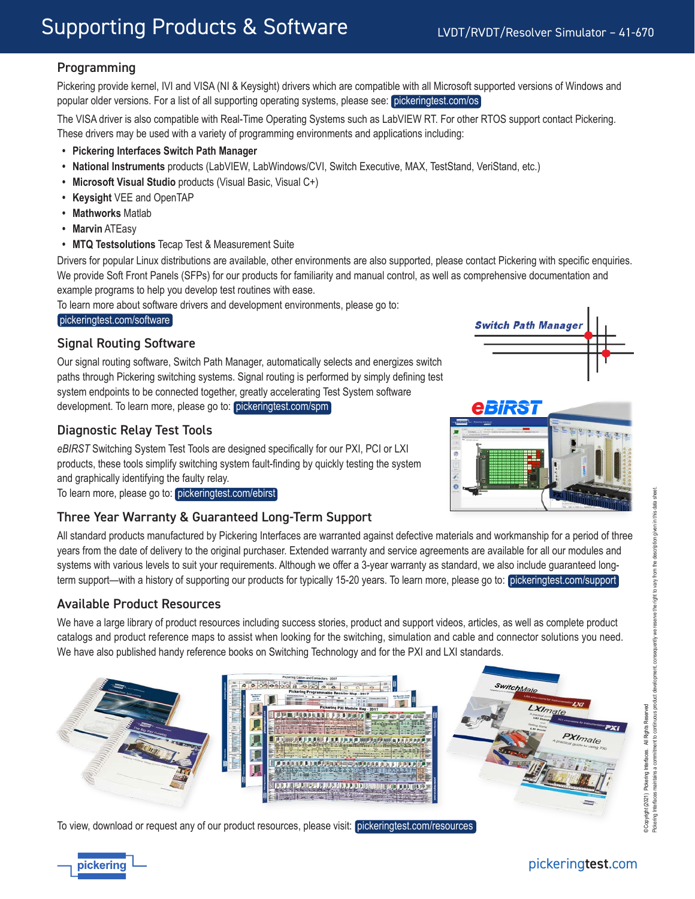## Programming

Pickering provide kernel, IVI and VISA (NI & Keysight) drivers which are compatible with all Microsoft supported versions of Windows and popular older versions. For a list of all supporting operating systems, please see: pickeringtest.com/os

The VISA driver is also compatible with Real-Time Operating Systems such as LabVIEW RT. For other RTOS support contact Pickering. These drivers may be used with a variety of programming environments and applications including:

- **Pickering Interfaces Switch Path Manager**
- **National Instruments** products (LabVIEW, LabWindows/CVI, Switch Executive, MAX, TestStand, VeriStand, etc.)
- **Microsoft Visual Studio** products (Visual Basic, Visual C+)
- **Keysight** VEE and OpenTAP
- **Mathworks** Matlab
- **Marvin** ATEasy
- **MTQ Testsolutions** Tecap Test & Measurement Suite

Drivers for popular Linux distributions are available, other environments are also supported, please contact Pickering with specific enquiries. We provide Soft Front Panels (SFPs) for our products for familiarity and manual control, as well as comprehensive documentation and example programs to help you develop test routines with ease.

To learn more about software drivers and development environments, please go to: pickeringtest.com/software

## Signal Routing Software

Our signal routing software, Switch Path Manager, automatically selects and energizes switch paths through Pickering switching systems. Signal routing is performed by simply defining test system endpoints to be connected together, greatly accelerating Test System software development. To learn more, please go to: pickeringtest.com/spm

## Diagnostic Relay Test Tools

*eBIRST* Switching System Test Tools are designed specifically for our PXI, PCI or LXI products, these tools simplify switching system fault-finding by quickly testing the system and graphically identifying the faulty relay.

To learn more, please go to: pickeringtest.com/ebirst

## Three Year Warranty & Guaranteed Long-Term Support

All standard products manufactured by Pickering Interfaces are warranted against defective materials and workmanship for a period of three years from the date of delivery to the original purchaser. Extended warranty and service agreements are available for all our modules and systems with various levels to suit your requirements. Although we offer a 3-year warranty as standard, we also include guaranteed long-term support—with a history of supporting our products for typically 15-20 years. To learn more, please go to: pickeringtest.com/support

## Available Product Resources

We have a large library of product resources including success stories, product and support videos, articles, as well as complete product catalogs and product reference maps to assist when looking for the switching, simulation and cable and connector solutions you need. We have also published handy reference books on Switching Technology and for the PXI and LXI standards.

To view, download or request any of our product resources, please visit: pickeringtest.com/resources

©Copyright (2021) Pickering Interfaces. All Rights Reserved. Pickering Interfaces maintains a commitment to continuous product development, consequently we reserve the right to vary from the description given in this data sheet.